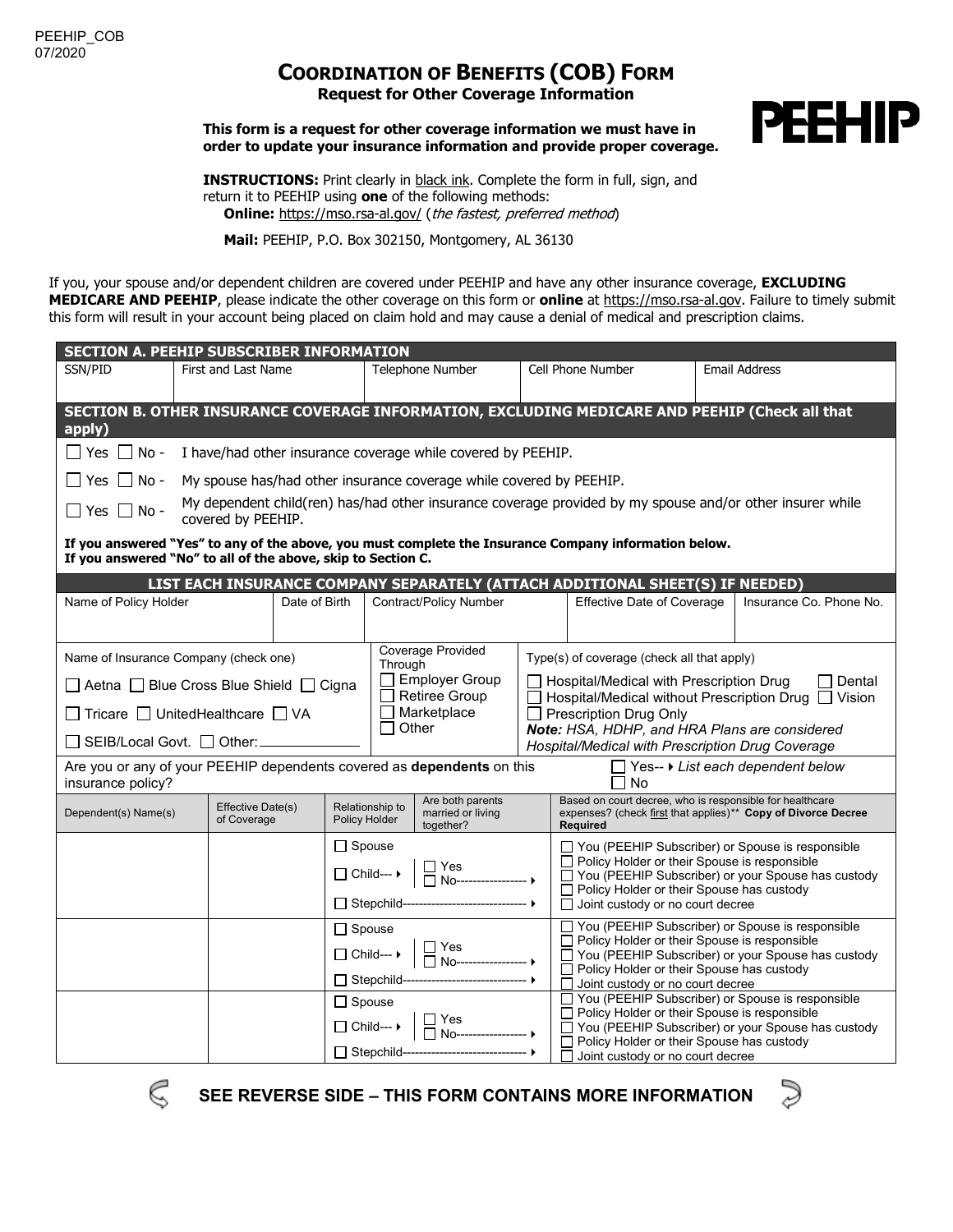PEEHIP_COB
07/2020

# COORDINATION OF BENEFITS (COB) FORM

**Request for Other Coverage Information**

PEEHIP

**This form is a request for other coverage information we must have in order to update your insurance information and provide proper coverage.**

**INSTRUCTIONS:** Print clearly in black ink. Complete the form in full, sign, and return it to PEEHIP using **one** of the following methods:

**Online:** https://mso.rsa-al.gov/ (*the fastest, preferred method*)

**Mail:** PEEHIP, P.O. Box 302150, Montgomery, AL 36130

If you, your spouse and/or dependent children are covered under PEEHIP and have any other insurance coverage, **EXCLUDING MEDICARE AND PEEHIP**, please indicate the other coverage on this form or **online** at https://mso.rsa-al.gov. Failure to timely submit this form will result in your account being placed on claim hold and may cause a denial of medical and prescription claims.

## SECTION A. PEEHIP SUBSCRIBER INFORMATION

| SSN/PID | First and Last Name | Telephone Number | Cell Phone Number | Email Address |
|---|---|---|---|---|
| | | | | |

## SECTION B. OTHER INSURANCE COVERAGE INFORMATION, EXCLUDING MEDICARE AND PEEHIP (Check all that apply)

☐ Yes ☐ No - I have/had other insurance coverage while covered by PEEHIP.

☐ Yes ☐ No - My spouse has/had other insurance coverage while covered by PEEHIP.

☐ Yes ☐ No - My dependent child(ren) has/had other insurance coverage provided by my spouse and/or other insurer while covered by PEEHIP.

**If you answered "Yes" to any of the above, you must complete the Insurance Company information below.**
**If you answered "No" to all of the above, skip to Section C.**

### LIST EACH INSURANCE COMPANY SEPARATELY (ATTACH ADDITIONAL SHEET(S) IF NEEDED)

| Name of Policy Holder | Date of Birth | Contract/Policy Number | Effective Date of Coverage | Insurance Co. Phone No. |
|---|---|---|---|---|
| | | | | |

| Name of Insurance Company (check one) | Coverage Provided Through | Type(s) of coverage (check all that apply) |
|---|---|---|
| ☐ Aetna ☐ Blue Cross Blue Shield ☐ Cigna<br>☐ Tricare ☐ UnitedHealthcare ☐ VA<br>☐ SEIB/Local Govt. ☐ Other: ____________ | ☐ Employer Group<br>☐ Retiree Group<br>☐ Marketplace<br>☐ Other | ☐ Hospital/Medical with Prescription Drug ☐ Dental<br>☐ Hospital/Medical without Prescription Drug ☐ Vision<br>☐ Prescription Drug Only<br>***Note:** HSA, HDHP, and HRA Plans are considered Hospital/Medical with Prescription Drug Coverage* |

Are you or any of your PEEHIP dependents covered as **dependents** on this insurance policy? ☐ Yes-- ▸ *List each dependent below* ☐ No

| Dependent(s) Name(s) | Effective Date(s) of Coverage | Relationship to Policy Holder | Are both parents married or living together? | Based on court decree, who is responsible for healthcare expenses? (check first that applies)** **Copy of Divorce Decree Required** |
|---|---|---|---|---|
| | | ☐ Spouse<br>☐ Child--- ▸<br>☐ Stepchild------------------------------ ▸ | ☐ Yes<br>☐ No----------------- ▸ | ☐ You (PEEHIP Subscriber) or Spouse is responsible<br>☐ Policy Holder or their Spouse is responsible<br>☐ You (PEEHIP Subscriber) or your Spouse has custody<br>☐ Policy Holder or their Spouse has custody<br>☐ Joint custody or no court decree |
| | | ☐ Spouse<br>☐ Child--- ▸<br>☐ Stepchild------------------------------ ▸ | ☐ Yes<br>☐ No----------------- ▸ | ☐ You (PEEHIP Subscriber) or Spouse is responsible<br>☐ Policy Holder or their Spouse is responsible<br>☐ You (PEEHIP Subscriber) or your Spouse has custody<br>☐ Policy Holder or their Spouse has custody<br>☐ Joint custody or no court decree |
| | | ☐ Spouse<br>☐ Child--- ▸<br>☐ Stepchild------------------------------ ▸ | ☐ Yes<br>☐ No----------------- ▸ | ☐ You (PEEHIP Subscriber) or Spouse is responsible<br>☐ Policy Holder or their Spouse is responsible<br>☐ You (PEEHIP Subscriber) or your Spouse has custody<br>☐ Policy Holder or their Spouse has custody<br>☐ Joint custody or no court decree |

**SEE REVERSE SIDE – THIS FORM CONTAINS MORE INFORMATION**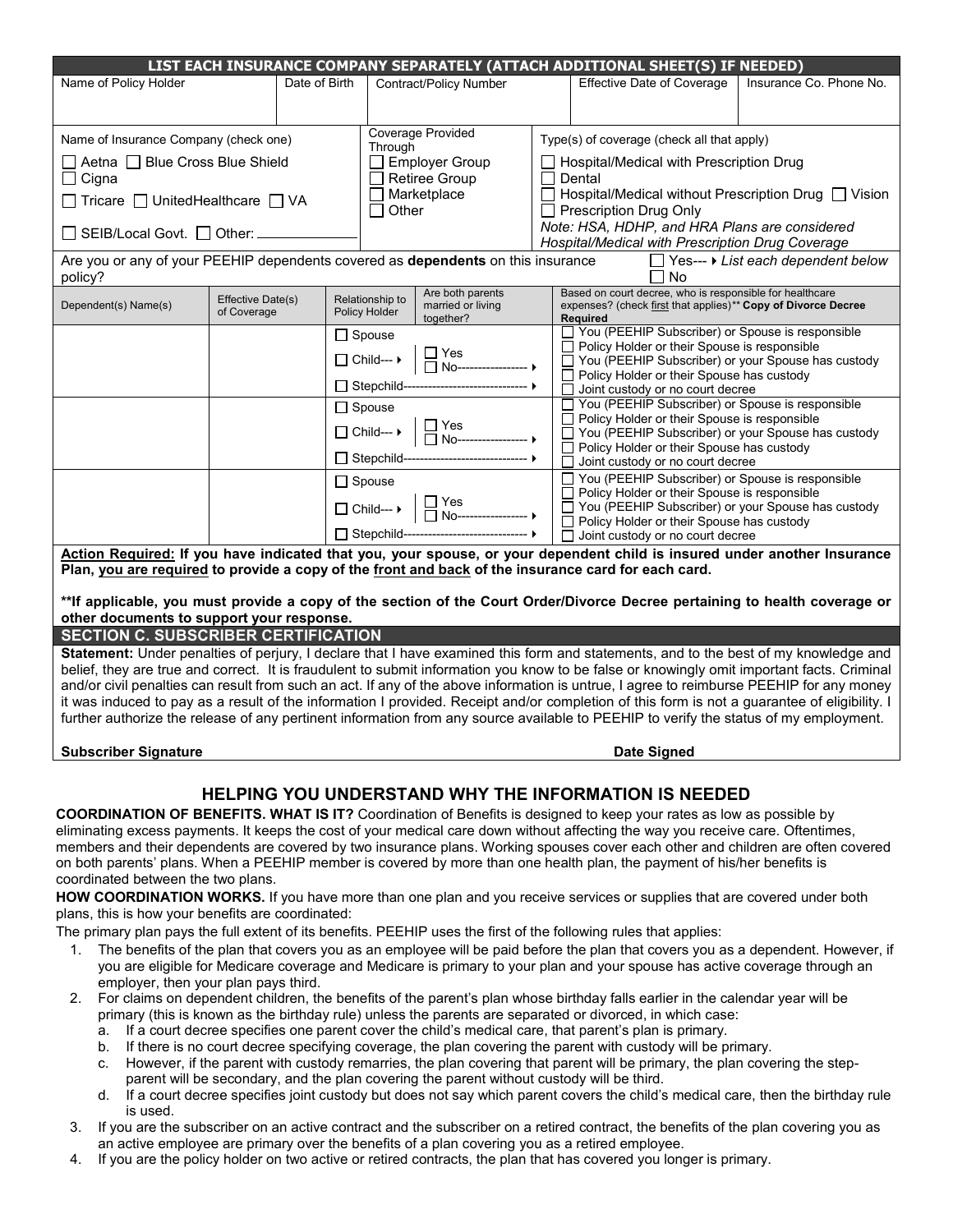## LIST EACH INSURANCE COMPANY SEPARATELY (ATTACH ADDITIONAL SHEET(S) IF NEEDED)

| Name of Policy Holder | Date of Birth | Contract/Policy Number | Effective Date of Coverage | Insurance Co. Phone No. |
|---|---|---|---|---|
| | | | | |

| Name of Insurance Company (check one) | Coverage Provided Through | Type(s) of coverage (check all that apply) |
|---|---|---|
| ☐ Aetna ☐ Blue Cross Blue Shield<br>☐ Cigna<br>☐ Tricare ☐ UnitedHealthcare ☐ VA<br>☐ SEIB/Local Govt. ☐ Other: ______ | ☐ Employer Group<br>☐ Retiree Group<br>☐ Marketplace<br>☐ Other | ☐ Hospital/Medical with Prescription Drug<br>☐ Dental<br>☐ Hospital/Medical without Prescription Drug ☐ Vision<br>☐ Prescription Drug Only<br>*Note: HSA, HDHP, and HRA Plans are considered Hospital/Medical with Prescription Drug Coverage* |

Are you or any of your PEEHIP dependents covered as **dependents** on this insurance policy? ☐ Yes--- ▸ *List each dependent below* ☐ No

| Dependent(s) Name(s) | Effective Date(s) of Coverage | Relationship to Policy Holder | Are both parents married or living together? | Based on court decree, who is responsible for healthcare expenses? (check first that applies)** **Copy of Divorce Decree Required** |
|---|---|---|---|---|
| | | ☐ Spouse<br>☐ Child--- ▸<br>☐ Stepchild--- ▸ | ☐ Yes<br>☐ No--- ▸ | ☐ You (PEEHIP Subscriber) or Spouse is responsible<br>☐ Policy Holder or their Spouse is responsible<br>☐ You (PEEHIP Subscriber) or your Spouse has custody<br>☐ Policy Holder or their Spouse has custody<br>☐ Joint custody or no court decree |
| | | ☐ Spouse<br>☐ Child--- ▸<br>☐ Stepchild--- ▸ | ☐ Yes<br>☐ No--- ▸ | ☐ You (PEEHIP Subscriber) or Spouse is responsible<br>☐ Policy Holder or their Spouse is responsible<br>☐ You (PEEHIP Subscriber) or your Spouse has custody<br>☐ Policy Holder or their Spouse has custody<br>☐ Joint custody or no court decree |
| | | ☐ Spouse<br>☐ Child--- ▸<br>☐ Stepchild--- ▸ | ☐ Yes<br>☐ No--- ▸ | ☐ You (PEEHIP Subscriber) or Spouse is responsible<br>☐ Policy Holder or their Spouse is responsible<br>☐ You (PEEHIP Subscriber) or your Spouse has custody<br>☐ Policy Holder or their Spouse has custody<br>☐ Joint custody or no court decree |

**Action Required: If you have indicated that you, your spouse, or your dependent child is insured under another Insurance Plan, you are required to provide a copy of the front and back of the insurance card for each card.**

****If applicable, you must provide a copy of the section of the Court Order/Divorce Decree pertaining to health coverage or other documents to support your response.**

## SECTION C. SUBSCRIBER CERTIFICATION

**Statement:** Under penalties of perjury, I declare that I have examined this form and statements, and to the best of my knowledge and belief, they are true and correct. It is fraudulent to submit information you know to be false or knowingly omit important facts. Criminal and/or civil penalties can result from such an act. If any of the above information is untrue, I agree to reimburse PEEHIP for any money it was induced to pay as a result of the information I provided. Receipt and/or completion of this form is not a guarantee of eligibility. I further authorize the release of any pertinent information from any source available to PEEHIP to verify the status of my employment.

**Subscriber Signature** **Date Signed**

## HELPING YOU UNDERSTAND WHY THE INFORMATION IS NEEDED

**COORDINATION OF BENEFITS. WHAT IS IT?** Coordination of Benefits is designed to keep your rates as low as possible by eliminating excess payments. It keeps the cost of your medical care down without affecting the way you receive care. Oftentimes, members and their dependents are covered by two insurance plans. Working spouses cover each other and children are often covered on both parents' plans. When a PEEHIP member is covered by more than one health plan, the payment of his/her benefits is coordinated between the two plans.

**HOW COORDINATION WORKS.** If you have more than one plan and you receive services or supplies that are covered under both plans, this is how your benefits are coordinated:

The primary plan pays the full extent of its benefits. PEEHIP uses the first of the following rules that applies:

1. The benefits of the plan that covers you as an employee will be paid before the plan that covers you as a dependent. However, if you are eligible for Medicare coverage and Medicare is primary to your plan and your spouse has active coverage through an employer, then your plan pays third.
2. For claims on dependent children, the benefits of the parent's plan whose birthday falls earlier in the calendar year will be primary (this is known as the birthday rule) unless the parents are separated or divorced, in which case:
   a. If a court decree specifies one parent cover the child's medical care, that parent's plan is primary.
   b. If there is no court decree specifying coverage, the plan covering the parent with custody will be primary.
   c. However, if the parent with custody remarries, the plan covering that parent will be primary, the plan covering the step-parent will be secondary, and the plan covering the parent without custody will be third.
   d. If a court decree specifies joint custody but does not say which parent covers the child's medical care, then the birthday rule is used.
3. If you are the subscriber on an active contract and the subscriber on a retired contract, the benefits of the plan covering you as an active employee are primary over the benefits of a plan covering you as a retired employee.
4. If you are the policy holder on two active or retired contracts, the plan that has covered you longer is primary.